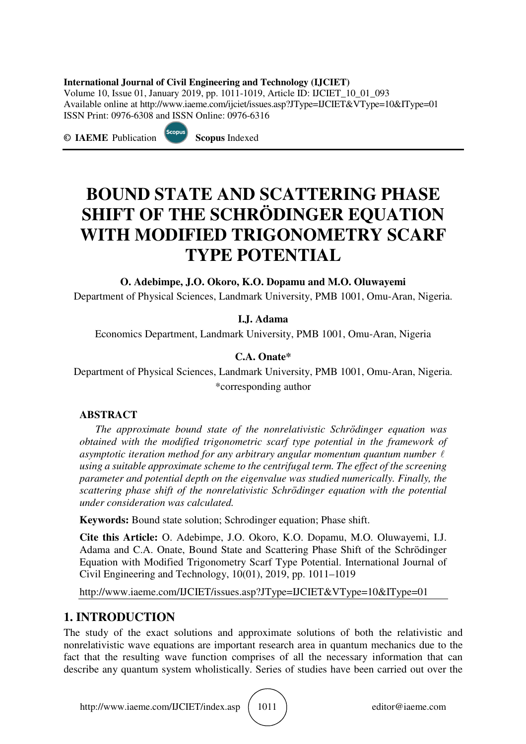**International Journal of Civil Engineering and Technology (IJCIET)**
Volume 10, Issue 01, January 2019, pp. 1011-1019, Article ID: IJCIET_10_01_093
Available online at http://www.iaeme.com/ijciet/issues.asp?JType=IJCIET&VType=10&IType=01
ISSN Print: 0976-6308 and ISSN Online: 0976-6316

**©** **IAEME** Publication **Scopus** Indexed

# BOUND STATE AND SCATTERING PHASE SHIFT OF THE SCHRÖDINGER EQUATION WITH MODIFIED TRIGONOMETRY SCARF TYPE POTENTIAL

**O. Adebimpe, J.O. Okoro, K.O. Dopamu and M.O. Oluwayemi**

Department of Physical Sciences, Landmark University, PMB 1001, Omu-Aran, Nigeria.

**I.J. Adama**

Economics Department, Landmark University, PMB 1001, Omu-Aran, Nigeria

**C.A. Onate***

Department of Physical Sciences, Landmark University, PMB 1001, Omu-Aran, Nigeria.
*corresponding author

**ABSTRACT**

*The approximate bound state of the nonrelativistic Schrödinger equation was obtained with the modified trigonometric scarf type potential in the framework of asymptotic iteration method for any arbitrary angular momentum quantum number $\ell$ using a suitable approximate scheme to the centrifugal term. The effect of the screening parameter and potential depth on the eigenvalue was studied numerically. Finally, the scattering phase shift of the nonrelativistic Schrödinger equation with the potential under consideration was calculated.*

**Keywords:** Bound state solution; Schrodinger equation; Phase shift.

**Cite this Article:** O. Adebimpe, J.O. Okoro, K.O. Dopamu, M.O. Oluwayemi, I.J. Adama and C.A. Onate, Bound State and Scattering Phase Shift of the Schrödinger Equation with Modified Trigonometry Scarf Type Potential. International Journal of Civil Engineering and Technology, 10(01), 2019, pp. 1011–1019

http://www.iaeme.com/IJCIET/issues.asp?JType=IJCIET&VType=10&IType=01

## 1. INTRODUCTION

The study of the exact solutions and approximate solutions of both the relativistic and nonrelativistic wave equations are important research area in quantum mechanics due to the fact that the resulting wave function comprises of all the necessary information that can describe any quantum system wholistically. Series of studies have been carried out over the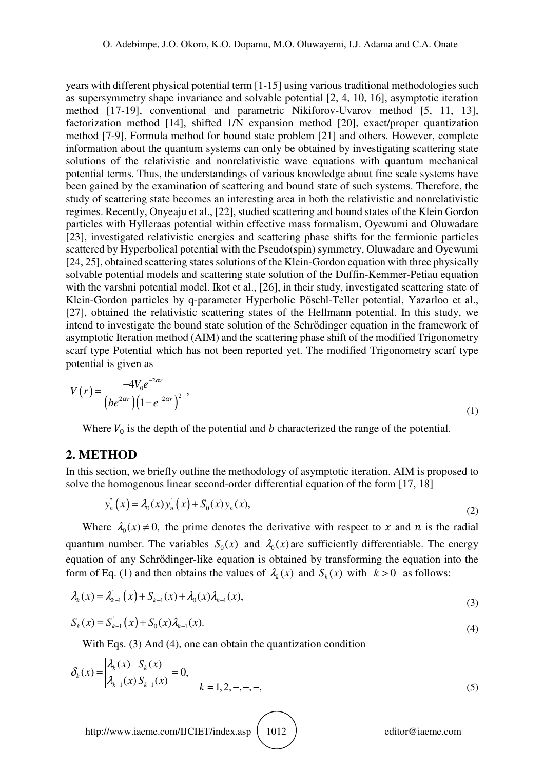years with different physical potential term [1-15] using various traditional methodologies such as supersymmetry shape invariance and solvable potential [2, 4, 10, 16], asymptotic iteration method [17-19], conventional and parametric Nikiforov-Uvarov method [5, 11, 13], factorization method [14], shifted 1/N expansion method [20], exact/proper quantization method [7-9], Formula method for bound state problem [21] and others. However, complete information about the quantum systems can only be obtained by investigating scattering state solutions of the relativistic and nonrelativistic wave equations with quantum mechanical potential terms. Thus, the understandings of various knowledge about fine scale systems have been gained by the examination of scattering and bound state of such systems. Therefore, the study of scattering state becomes an interesting area in both the relativistic and nonrelativistic regimes. Recently, Onyeaju et al., [22], studied scattering and bound states of the Klein Gordon particles with Hylleraas potential within effective mass formalism, Oyewumi and Oluwadare [23], investigated relativistic energies and scattering phase shifts for the fermionic particles scattered by Hyperbolical potential with the Pseudo(spin) symmetry, Oluwadare and Oyewumi [24, 25], obtained scattering states solutions of the Klein-Gordon equation with three physically solvable potential models and scattering state solution of the Duffin-Kemmer-Petiau equation with the varshni potential model. Ikot et al., [26], in their study, investigated scattering state of Klein-Gordon particles by q-parameter Hyperbolic Pöschl-Teller potential, Yazarloo et al., [27], obtained the relativistic scattering states of the Hellmann potential. In this study, we intend to investigate the bound state solution of the Schrödinger equation in the framework of asymptotic Iteration method (AIM) and the scattering phase shift of the modified Trigonometry scarf type Potential which has not been reported yet. The modified Trigonometry scarf type potential is given as

$$V(r) = \frac{-4V_0 e^{-2\alpha r}}{\left(be^{2\alpha r}\right)\left(1-e^{-2\alpha r}\right)^2}\ , \tag{1}$$

Where $V_0$ is the depth of the potential and $b$ characterized the range of the potential.

## 2. METHOD

In this section, we briefly outline the methodology of asymptotic iteration. AIM is proposed to solve the homogenous linear second-order differential equation of the form [17, 18]

$$y_n''(x) = \lambda_0(x) y_n'(x) + S_0(x) y_n(x), \tag{2}$$

Where $\lambda_0(x) \neq 0$, the prime denotes the derivative with respect to $x$ and $n$ is the radial quantum number. The variables $S_0(x)$ and $\lambda_0(x)$ are sufficiently differentiable. The energy equation of any Schrödinger-like equation is obtained by transforming the equation into the form of Eq. (1) and then obtains the values of $\lambda_k(x)$ and $S_k(x)$ with $k > 0$ as follows:

$$\lambda_k(x) = \lambda_{k-1}'(x) + S_{k-1}(x) + \lambda_0(x)\lambda_{k-1}(x), \tag{3}$$

$$S_k(x) = S_{k-1}'(x) + S_0(x)\lambda_{k-1}(x). \tag{4}$$

With Eqs. (3) And (4), one can obtain the quantization condition

$$\delta_k(x) = \begin{vmatrix} \lambda_k(x) & S_k(x) \\ \lambda_{k-1}(x) & S_{k-1}(x) \end{vmatrix} = 0, \qquad k = 1, 2, -, -, -, \tag{5}$$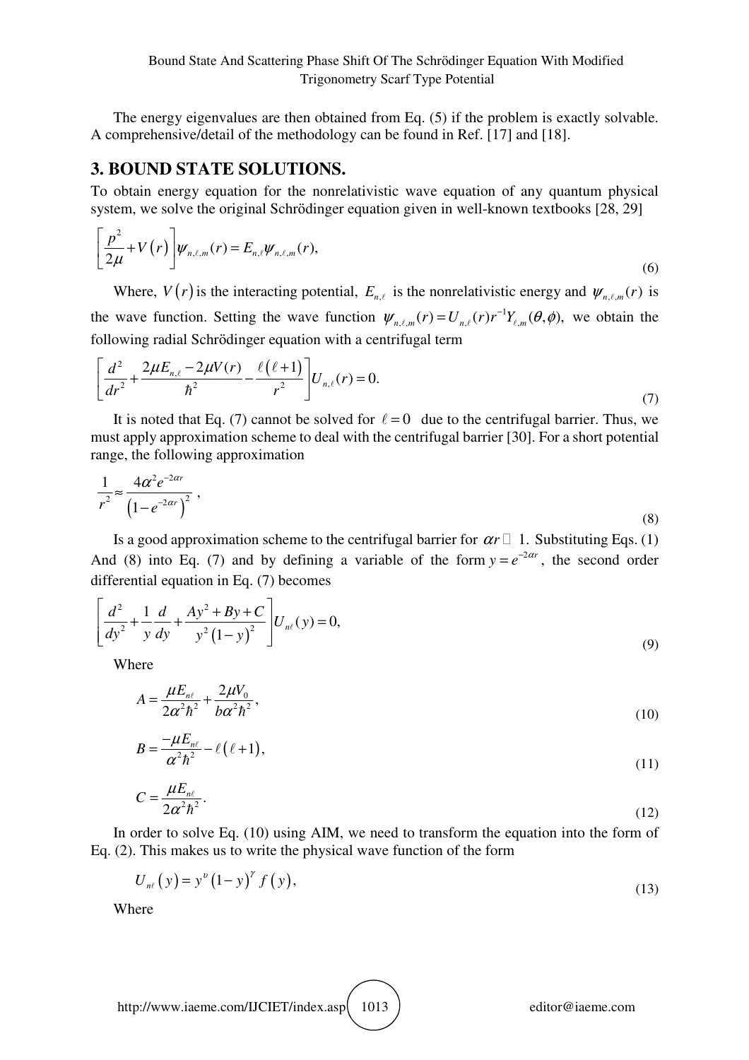The energy eigenvalues are then obtained from Eq. (5) if the problem is exactly solvable. A comprehensive/detail of the methodology can be found in Ref. [17] and [18].

## 3. BOUND STATE SOLUTIONS.

To obtain energy equation for the nonrelativistic wave equation of any quantum physical system, we solve the original Schrödinger equation given in well-known textbooks [28, 29]

$$\left[\frac{p^2}{2\mu}+V(r)\right]\psi_{n,\ell,m}(r)=E_{n,\ell}\psi_{n,\ell,m}(r), \tag{6}$$

Where, $V(r)$ is the interacting potential, $E_{n,\ell}$ is the nonrelativistic energy and $\psi_{n,\ell,m}(r)$ is the wave function. Setting the wave function $\psi_{n,\ell,m}(r)=U_{n,\ell}(r)r^{-1}Y_{\ell,m}(\theta,\phi)$, we obtain the following radial Schrödinger equation with a centrifugal term

$$\left[\frac{d^2}{dr^2}+\frac{2\mu E_{n,\ell}-2\mu V(r)}{\hbar^2}-\frac{\ell(\ell+1)}{r^2}\right]U_{n,\ell}(r)=0. \tag{7}$$

It is noted that Eq. (7) cannot be solved for $\ell=0$ due to the centrifugal barrier. Thus, we must apply approximation scheme to deal with the centrifugal barrier [30]. For a short potential range, the following approximation

$$\frac{1}{r^2}\approx\frac{4\alpha^2e^{-2\alpha r}}{\left(1-e^{-2\alpha r}\right)^2}, \tag{8}$$

Is a good approximation scheme to the centrifugal barrier for $\alpha r \ll 1$. Substituting Eqs. (1) And (8) into Eq. (7) and by defining a variable of the form $y=e^{-2\alpha r}$, the second order differential equation in Eq. (7) becomes

$$\left[\frac{d^2}{dy^2}+\frac{1}{y}\frac{d}{dy}+\frac{Ay^2+By+C}{y^2(1-y)^2}\right]U_{n\ell}(y)=0, \tag{9}$$

Where

$$A=\frac{\mu E_{n\ell}}{2\alpha^2\hbar^2}+\frac{2\mu V_0}{b\alpha^2\hbar^2}, \tag{10}$$

$$B=\frac{-\mu E_{n\ell}}{\alpha^2\hbar^2}-\ell(\ell+1), \tag{11}$$

$$C=\frac{\mu E_{n\ell}}{2\alpha^2\hbar^2}. \tag{12}$$

In order to solve Eq. (10) using AIM, we need to transform the equation into the form of Eq. (2). This makes us to write the physical wave function of the form

$$U_{n\ell}(y)=y^{\upsilon}(1-y)^{\gamma}f(y), \tag{13}$$

Where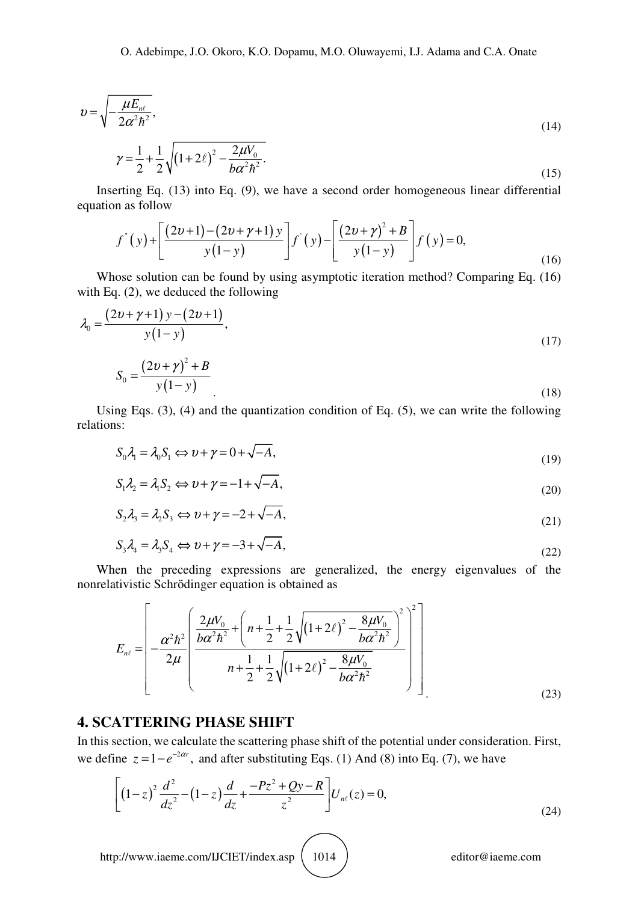$$\upsilon = \sqrt{-\frac{\mu E_{n\ell}}{2\alpha^2\hbar^2}}, \tag{14}$$

$$\gamma = \frac{1}{2} + \frac{1}{2}\sqrt{(1+2\ell)^2 - \frac{2\mu V_0}{b\alpha^2\hbar^2}}. \tag{15}$$

Inserting Eq. (13) into Eq. (9), we have a second order homogeneous linear differential equation as follow

$$f''(y) + \left[\frac{(2\upsilon+1) - (2\upsilon+\gamma+1)y}{y(1-y)}\right] f'(y) - \left[\frac{(2\upsilon+\gamma)^2 + B}{y(1-y)}\right] f(y) = 0, \tag{16}$$

Whose solution can be found by using asymptotic iteration method? Comparing Eq. (16) with Eq. (2), we deduced the following

$$\lambda_0 = \frac{(2\upsilon+\gamma+1)y - (2\upsilon+1)}{y(1-y)}, \tag{17}$$

$$S_0 = \frac{(2\upsilon+\gamma)^2 + B}{y(1-y)}. \tag{18}$$

Using Eqs. (3), (4) and the quantization condition of Eq. (5), we can write the following relations:

$$S_0\lambda_1 = \lambda_0 S_1 \Leftrightarrow \upsilon + \gamma = 0 + \sqrt{-A}, \tag{19}$$

$$S_1\lambda_2 = \lambda_1 S_2 \Leftrightarrow \upsilon + \gamma = -1 + \sqrt{-A}, \tag{20}$$

$$S_2\lambda_3 = \lambda_2 S_3 \Leftrightarrow \upsilon + \gamma = -2 + \sqrt{-A}, \tag{21}$$

$$S_3\lambda_4 = \lambda_3 S_4 \Leftrightarrow \upsilon + \gamma = -3 + \sqrt{-A}, \tag{22}$$

When the preceding expressions are generalized, the energy eigenvalues of the nonrelativistic Schrödinger equation is obtained as

$$E_{n\ell} = \left[-\frac{\alpha^2\hbar^2}{2\mu}\left(\frac{\frac{2\mu V_0}{b\alpha^2\hbar^2} + \left(n + \frac{1}{2} + \frac{1}{2}\sqrt{(1+2\ell)^2 - \frac{8\mu V_0}{b\alpha^2\hbar^2}}\right)^2}{n + \frac{1}{2} + \frac{1}{2}\sqrt{(1+2\ell)^2 - \frac{8\mu V_0}{b\alpha^2\hbar^2}}}\right)^2\right]. \tag{23}$$

## 4. SCATTERING PHASE SHIFT

In this section, we calculate the scattering phase shift of the potential under consideration. First, we define $z = 1 - e^{-2\alpha r}$, and after substituting Eqs. (1) And (8) into Eq. (7), we have

$$\left[(1-z)^2\frac{d^2}{dz^2} - (1-z)\frac{d}{dz} + \frac{-Pz^2 + Qy - R}{z^2}\right]U_{n\ell}(z) = 0, \tag{24}$$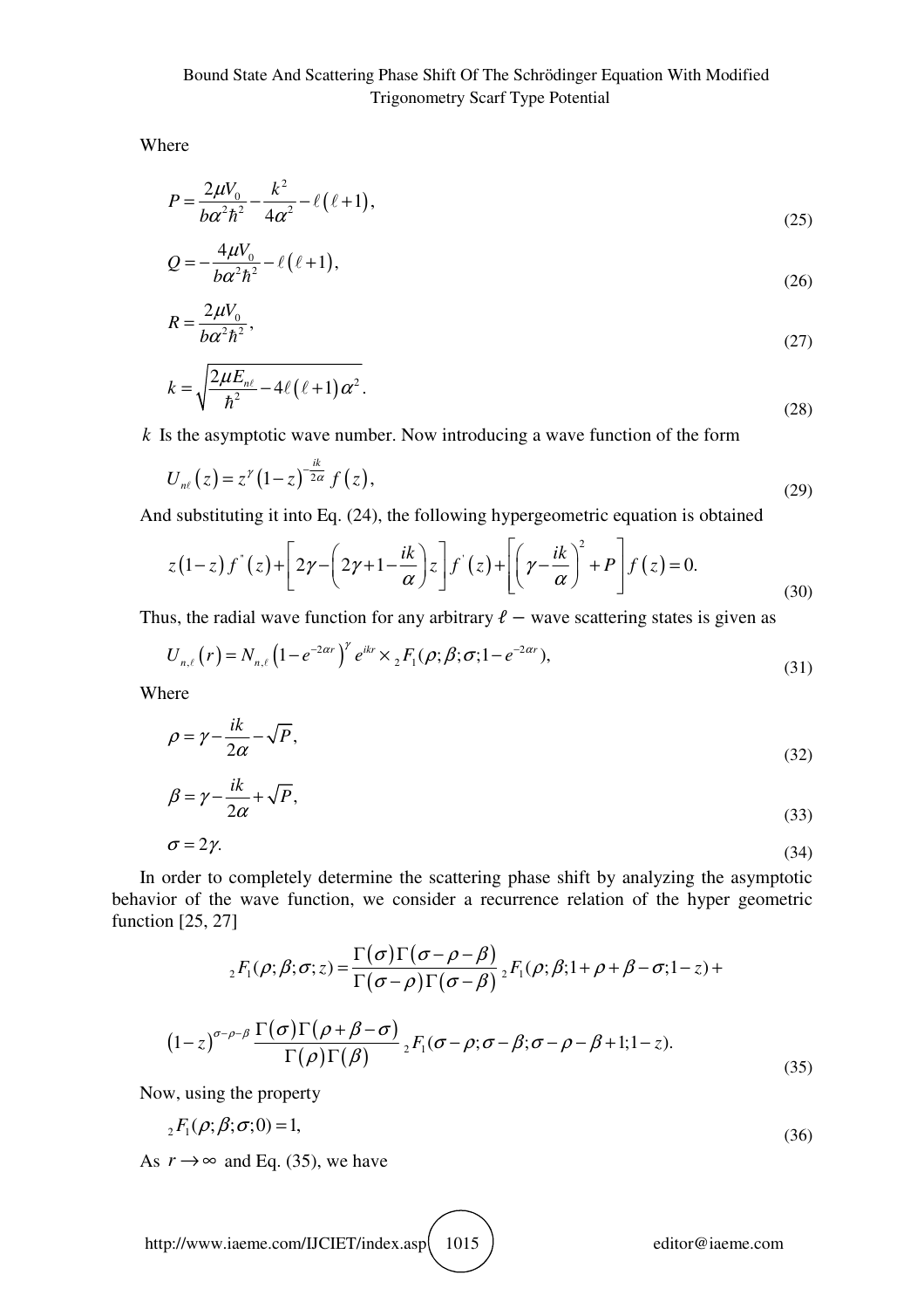Where

$$P = \frac{2\mu V_0}{b\alpha^2\hbar^2} - \frac{k^2}{4\alpha^2} - \ell(\ell+1), \tag{25}$$

$$Q = -\frac{4\mu V_0}{b\alpha^2\hbar^2} - \ell(\ell+1), \tag{26}$$

$$R = \frac{2\mu V_0}{b\alpha^2\hbar^2}, \tag{27}$$

$$k = \sqrt{\frac{2\mu E_{n\ell}}{\hbar^2} - 4\ell(\ell+1)\alpha^2}. \tag{28}$$

$k$ Is the asymptotic wave number. Now introducing a wave function of the form

$$U_{n\ell}(z) = z^{\gamma}(1-z)^{-\frac{ik}{2\alpha}} f(z), \tag{29}$$

And substituting it into Eq. (24), the following hypergeometric equation is obtained

$$z(1-z)f''(z) + \left[2\gamma - \left(2\gamma + 1 - \frac{ik}{\alpha}\right)z\right]f'(z) + \left[\left(\gamma - \frac{ik}{\alpha}\right)^2 + P\right]f(z) = 0. \tag{30}$$

Thus, the radial wave function for any arbitrary $\ell -$ wave scattering states is given as

$$U_{n,\ell}(r) = N_{n,\ell}\left(1-e^{-2\alpha r}\right)^{\gamma} e^{ikr} \times {}_2F_1(\rho;\beta;\sigma;1-e^{-2\alpha r}), \tag{31}$$

Where

$$\rho = \gamma - \frac{ik}{2\alpha} - \sqrt{P}, \tag{32}$$

$$\beta = \gamma - \frac{ik}{2\alpha} + \sqrt{P}, \tag{33}$$

$$\sigma = 2\gamma. \tag{34}$$

In order to completely determine the scattering phase shift by analyzing the asymptotic behavior of the wave function, we consider a recurrence relation of the hyper geometric function [25, 27]

$$\begin{aligned} {}_2F_1(\rho;\beta;\sigma;z) &= \frac{\Gamma(\sigma)\Gamma(\sigma-\rho-\beta)}{\Gamma(\sigma-\rho)\Gamma(\sigma-\beta)}\,{}_2F_1(\rho;\beta;1+\rho+\beta-\sigma;1-z) + \\ &(1-z)^{\sigma-\rho-\beta}\frac{\Gamma(\sigma)\Gamma(\rho+\beta-\sigma)}{\Gamma(\rho)\Gamma(\beta)}\,{}_2F_1(\sigma-\rho;\sigma-\beta;\sigma-\rho-\beta+1;1-z). \end{aligned} \tag{35}$$

Now, using the property

$${}_2F_1(\rho;\beta;\sigma;0) = 1, \tag{36}$$

As $r \to \infty$ and Eq. (35), we have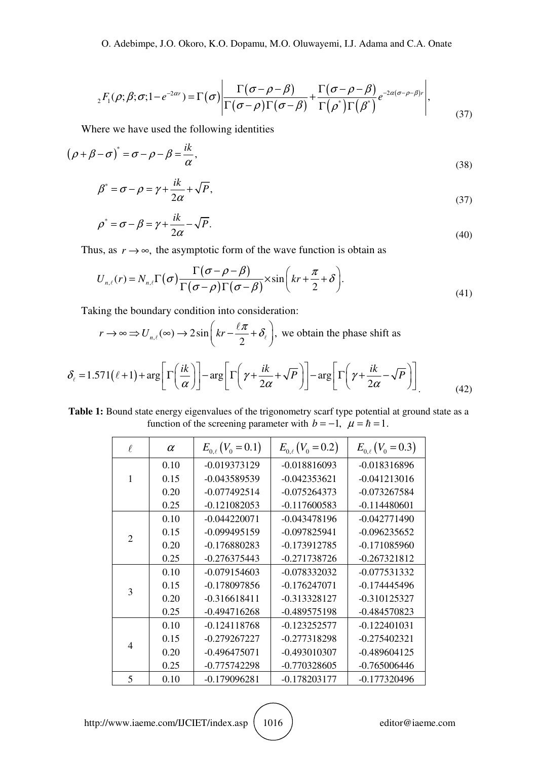$$ {}_2F_1(\rho;\beta;\sigma;1-e^{-2\alpha r}) = \Gamma(\sigma)\left|\frac{\Gamma(\sigma-\rho-\beta)}{\Gamma(\sigma-\rho)\Gamma(\sigma-\beta)} + \frac{\Gamma(\sigma-\rho-\beta)}{\Gamma(\rho^*)\Gamma(\beta^*)}e^{-2\alpha(\sigma-\rho-\beta)r}\right|, \tag{37} $$

Where we have used the following identities

$$ (\rho+\beta-\sigma)^* = \sigma-\rho-\beta = \frac{ik}{\alpha}, \tag{38} $$

$$ \beta^* = \sigma-\rho = \gamma + \frac{ik}{2\alpha} + \sqrt{P}, \tag{37} $$

$$ \rho^* = \sigma-\beta = \gamma + \frac{ik}{2\alpha} - \sqrt{P}. \tag{40} $$

Thus, as $r \to \infty$, the asymptotic form of the wave function is obtain as

$$ U_{n,\ell}(r) = N_{n,\ell}\Gamma(\sigma)\frac{\Gamma(\sigma-\rho-\beta)}{\Gamma(\sigma-\rho)\Gamma(\sigma-\beta)} \times \sin\left(kr + \frac{\pi}{2} + \delta\right). \tag{41} $$

Taking the boundary condition into consideration:

$r \to \infty \Rightarrow U_{n,\ell}(\infty) \to 2\sin\left(kr - \frac{\ell\pi}{2} + \delta_\ell\right),$ we obtain the phase shift as

$$ \delta_\ell = 1.571(\ell+1) + \arg\left[\Gamma\left(\frac{ik}{\alpha}\right)\right] - \arg\left[\Gamma\left(\gamma + \frac{ik}{2\alpha} + \sqrt{P}\right)\right] - \arg\left[\Gamma\left(\gamma + \frac{ik}{2\alpha} - \sqrt{P}\right)\right]. \tag{42} $$

**Table 1:** Bound state energy eigenvalues of the trigonometry scarf type potential at ground state as a function of the screening parameter with $b=-1,\ \mu=\hbar=1$.

| $\ell$ | $\alpha$ | $E_{0,\ell}(V_0=0.1)$ | $E_{0,\ell}(V_0=0.2)$ | $E_{0,\ell}(V_0=0.3)$ |
|---|---|---|---|---|
| 1 | 0.10 | -0.019373129 | -0.018816093 | -0.018316896 |
| | 0.15 | -0.043589539 | -0.042353621 | -0.041213016 |
| | 0.20 | -0.077492514 | -0.075264373 | -0.073267584 |
| | 0.25 | -0.121082053 | -0.117600583 | -0.114480601 |
| 2 | 0.10 | -0.044220071 | -0.043478196 | -0.042771490 |
| | 0.15 | -0.099495159 | -0.097825941 | -0.096235652 |
| | 0.20 | -0.176880283 | -0.173912785 | -0.171085960 |
| | 0.25 | -0.276375443 | -0.271738726 | -0.267321812 |
| 3 | 0.10 | -0.079154603 | -0.078332032 | -0.077531332 |
| | 0.15 | -0.178097856 | -0.176247071 | -0.174445496 |
| | 0.20 | -0.316618411 | -0.313328127 | -0.310125327 |
| | 0.25 | -0.494716268 | -0.489575198 | -0.484570823 |
| 4 | 0.10 | -0.124118768 | -0.123252577 | -0.122401031 |
| | 0.15 | -0.279267227 | -0.277318298 | -0.275402321 |
| | 0.20 | -0.496475071 | -0.493010307 | -0.489604125 |
| | 0.25 | -0.775742298 | -0.770328605 | -0.765006446 |
| 5 | 0.10 | -0.179096281 | -0.178203177 | -0.177320496 |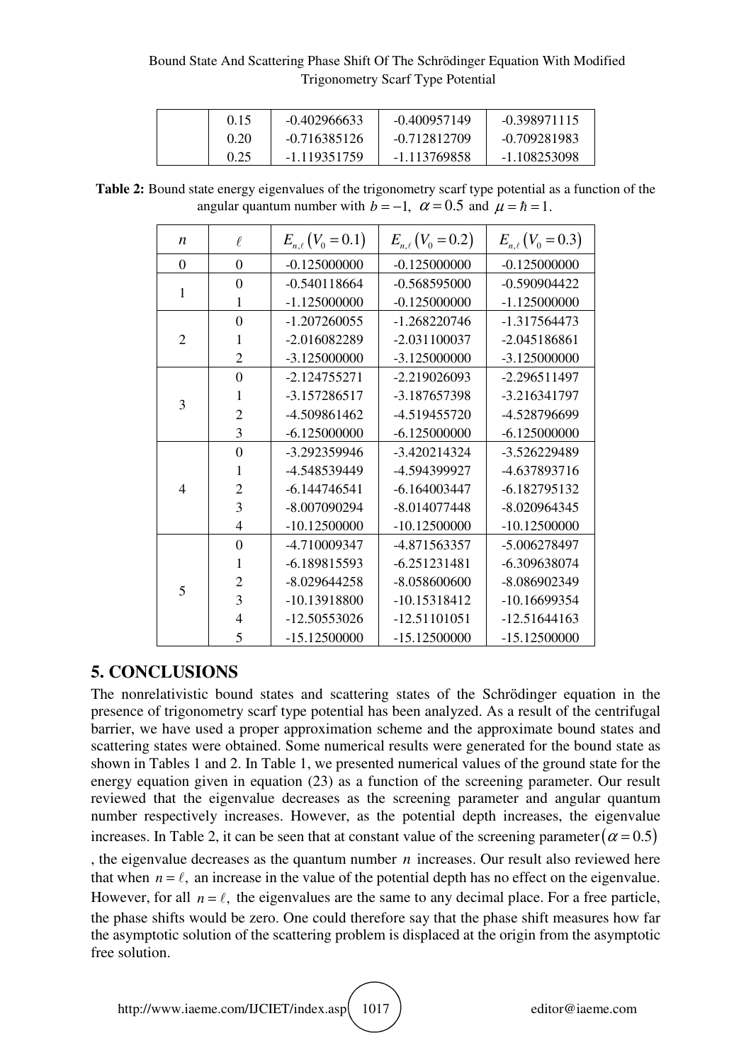|  | 0.15 | -0.402966633 | -0.400957149 | -0.398971115 |
|---|---|---|---|---|
|  | 0.20 | -0.716385126 | -0.712812709 | -0.709281983 |
|  | 0.25 | -1.119351759 | -1.113769858 | -1.108253098 |

**Table 2:** Bound state energy eigenvalues of the trigonometry scarf type potential as a function of the angular quantum number with $b = -1$, $\alpha = 0.5$ and $\mu = \hbar = 1$.

| $n$ | $\ell$ | $E_{n,\ell}(V_0 = 0.1)$ | $E_{n,\ell}(V_0 = 0.2)$ | $E_{n,\ell}(V_0 = 0.3)$ |
|---|---|---|---|---|
| 0 | 0 | -0.125000000 | -0.125000000 | -0.125000000 |
| 1 | 0 | -0.540118664 | -0.568595000 | -0.590904422 |
|  | 1 | -1.125000000 | -0.125000000 | -1.125000000 |
| 2 | 0 | -1.207260055 | -1.268220746 | -1.317564473 |
|  | 1 | -2.016082289 | -2.031100037 | -2.045186861 |
|  | 2 | -3.125000000 | -3.125000000 | -3.125000000 |
| 3 | 0 | -2.124755271 | -2.219026093 | -2.296511497 |
|  | 1 | -3.157286517 | -3.187657398 | -3.216341797 |
|  | 2 | -4.509861462 | -4.519455720 | -4.528796699 |
|  | 3 | -6.125000000 | -6.125000000 | -6.125000000 |
| 4 | 0 | -3.292359946 | -3.420214324 | -3.526229489 |
|  | 1 | -4.548539449 | -4.594399927 | -4.637893716 |
|  | 2 | -6.144746541 | -6.164003447 | -6.182795132 |
|  | 3 | -8.007090294 | -8.014077448 | -8.020964345 |
|  | 4 | -10.12500000 | -10.12500000 | -10.12500000 |
| 5 | 0 | -4.710009347 | -4.871563357 | -5.006278497 |
|  | 1 | -6.189815593 | -6.251231481 | -6.309638074 |
|  | 2 | -8.029644258 | -8.058600600 | -8.086902349 |
|  | 3 | -10.13918800 | -10.15318412 | -10.16699354 |
|  | 4 | -12.50553026 | -12.51101051 | -12.51644163 |
|  | 5 | -15.12500000 | -15.12500000 | -15.12500000 |

## 5. CONCLUSIONS

The nonrelativistic bound states and scattering states of the Schrödinger equation in the presence of trigonometry scarf type potential has been analyzed. As a result of the centrifugal barrier, we have used a proper approximation scheme and the approximate bound states and scattering states were obtained. Some numerical results were generated for the bound state as shown in Tables 1 and 2. In Table 1, we presented numerical values of the ground state for the energy equation given in equation (23) as a function of the screening parameter. Our result reviewed that the eigenvalue decreases as the screening parameter and angular quantum number respectively increases. However, as the potential depth increases, the eigenvalue increases. In Table 2, it can be seen that at constant value of the screening parameter $(\alpha = 0.5)$, the eigenvalue decreases as the quantum number $n$ increases. Our result also reviewed here that when $n = \ell$, an increase in the value of the potential depth has no effect on the eigenvalue. However, for all $n = \ell$, the eigenvalues are the same to any decimal place. For a free particle, the phase shifts would be zero. One could therefore say that the phase shift measures how far the asymptotic solution of the scattering problem is displaced at the origin from the asymptotic free solution.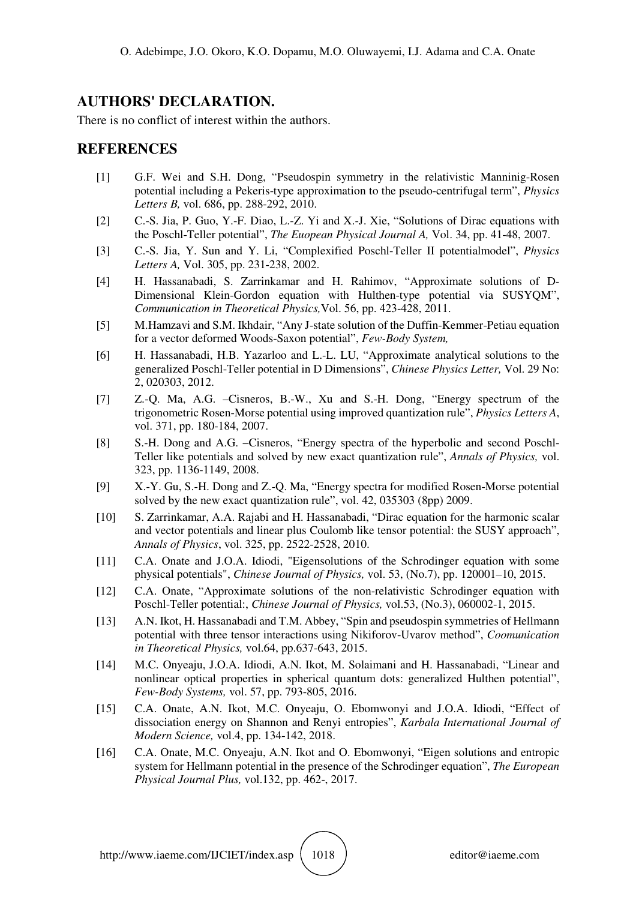## AUTHORS' DECLARATION.

There is no conflict of interest within the authors.

## REFERENCES

[1] G.F. Wei and S.H. Dong, "Pseudospin symmetry in the relativistic Manninig-Rosen potential including a Pekeris-type approximation to the pseudo-centrifugal term", *Physics Letters B,* vol. 686, pp. 288-292, 2010.

[2] C.-S. Jia, P. Guo, Y.-F. Diao, L.-Z. Yi and X.-J. Xie, "Solutions of Dirac equations with the Poschl-Teller potential", *The Euopean Physical Journal A,* Vol. 34, pp. 41-48, 2007.

[3] C.-S. Jia, Y. Sun and Y. Li, "Complexified Poschl-Teller II potentialmodel", *Physics Letters A,* Vol. 305, pp. 231-238, 2002.

[4] H. Hassanabadi, S. Zarrinkamar and H. Rahimov, "Approximate solutions of D-Dimensional Klein-Gordon equation with Hulthen-type potential via SUSYQM", *Communication in Theoretical Physics,*Vol. 56, pp. 423-428, 2011.

[5] M.Hamzavi and S.M. Ikhdair, "Any J-state solution of the Duffin-Kemmer-Petiau equation for a vector deformed Woods-Saxon potential", *Few-Body System,*

[6] H. Hassanabadi, H.B. Yazarloo and L.-L. LU, "Approximate analytical solutions to the generalized Poschl-Teller potential in D Dimensions", *Chinese Physics Letter,* Vol. 29 No: 2, 020303, 2012.

[7] Z.-Q. Ma, A.G. –Cisneros, B.-W., Xu and S.-H. Dong, "Energy spectrum of the trigonometric Rosen-Morse potential using improved quantization rule", *Physics Letters A*, vol. 371, pp. 180-184, 2007.

[8] S.-H. Dong and A.G. –Cisneros, "Energy spectra of the hyperbolic and second Poschl-Teller like potentials and solved by new exact quantization rule", *Annals of Physics,* vol. 323, pp. 1136-1149, 2008.

[9] X.-Y. Gu, S.-H. Dong and Z.-Q. Ma, "Energy spectra for modified Rosen-Morse potential solved by the new exact quantization rule", vol. 42, 035303 (8pp) 2009.

[10] S. Zarrinkamar, A.A. Rajabi and H. Hassanabadi, "Dirac equation for the harmonic scalar and vector potentials and linear plus Coulomb like tensor potential: the SUSY approach", *Annals of Physics*, vol. 325, pp. 2522-2528, 2010.

[11] C.A. Onate and J.O.A. Idiodi, "Eigensolutions of the Schrodinger equation with some physical potentials", *Chinese Journal of Physics,* vol. 53, (No.7), pp. 120001–10, 2015.

[12] C.A. Onate, "Approximate solutions of the non-relativistic Schrodinger equation with Poschl-Teller potential:, *Chinese Journal of Physics,* vol.53, (No.3), 060002-1, 2015.

[13] A.N. Ikot, H. Hassanabadi and T.M. Abbey, "Spin and pseudospin symmetries of Hellmann potential with three tensor interactions using Nikiforov-Uvarov method", *Coomunication in Theoretical Physics,* vol.64, pp.637-643, 2015.

[14] M.C. Onyeaju, J.O.A. Idiodi, A.N. Ikot, M. Solaimani and H. Hassanabadi, "Linear and nonlinear optical properties in spherical quantum dots: generalized Hulthen potential", *Few-Body Systems,* vol. 57, pp. 793-805, 2016.

[15] C.A. Onate, A.N. Ikot, M.C. Onyeaju, O. Ebomwonyi and J.O.A. Idiodi, "Effect of dissociation energy on Shannon and Renyi entropies", *Karbala International Journal of Modern Science,* vol.4, pp. 134-142, 2018.

[16] C.A. Onate, M.C. Onyeaju, A.N. Ikot and O. Ebomwonyi, "Eigen solutions and entropic system for Hellmann potential in the presence of the Schrodinger equation", *The European Physical Journal Plus,* vol.132, pp. 462-, 2017.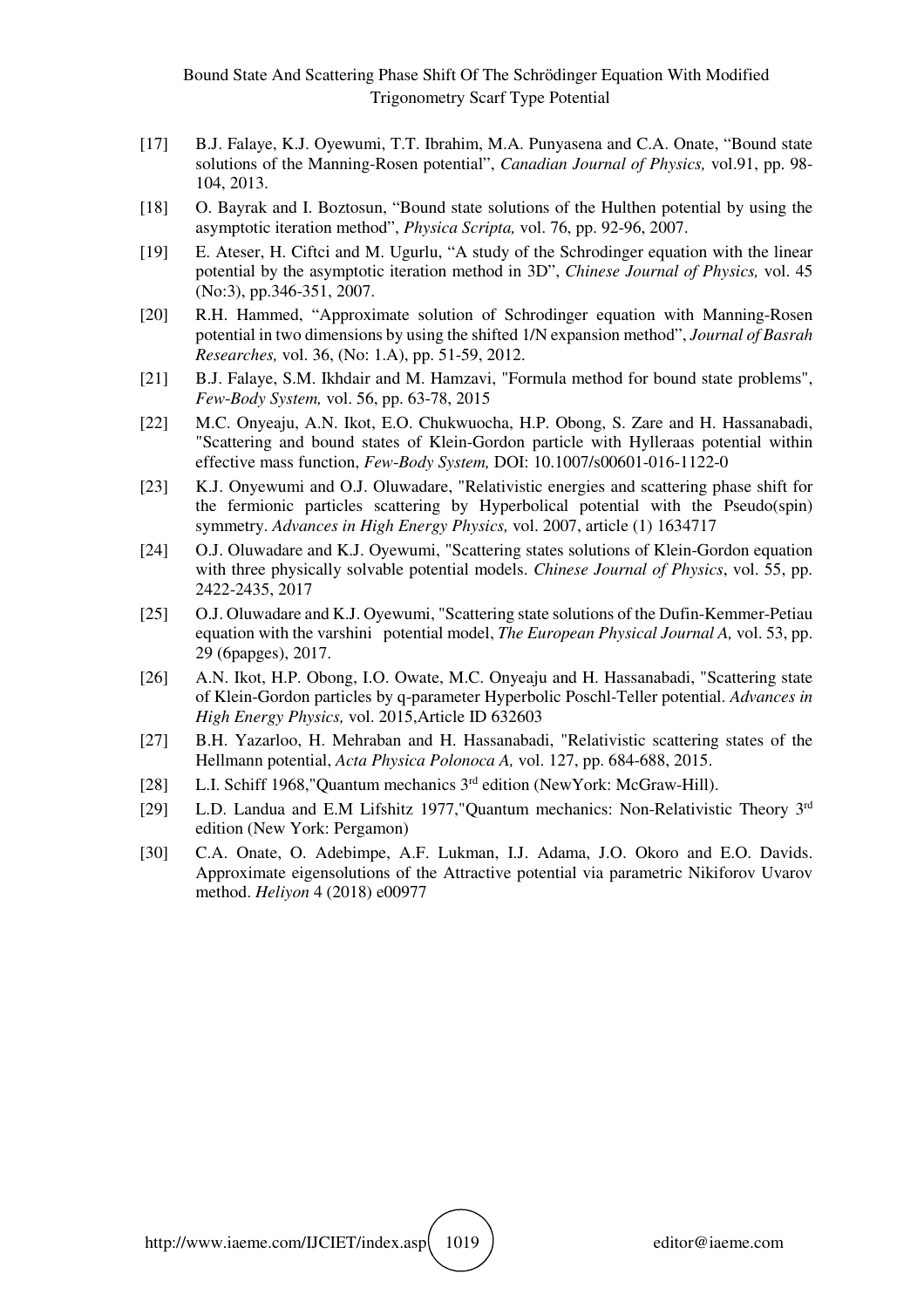[17] B.J. Falaye, K.J. Oyewumi, T.T. Ibrahim, M.A. Punyasena and C.A. Onate, "Bound state solutions of the Manning-Rosen potential", *Canadian Journal of Physics,* vol.91, pp. 98-104, 2013.

[18] O. Bayrak and I. Boztosun, "Bound state solutions of the Hulthen potential by using the asymptotic iteration method", *Physica Scripta,* vol. 76, pp. 92-96, 2007.

[19] E. Ateser, H. Ciftci and M. Ugurlu, "A study of the Schrodinger equation with the linear potential by the asymptotic iteration method in 3D", *Chinese Journal of Physics,* vol. 45 (No:3), pp.346-351, 2007.

[20] R.H. Hammed, "Approximate solution of Schrodinger equation with Manning-Rosen potential in two dimensions by using the shifted 1/N expansion method", *Journal of Basrah Researches,* vol. 36, (No: 1.A), pp. 51-59, 2012.

[21] B.J. Falaye, S.M. Ikhdair and M. Hamzavi, "Formula method for bound state problems", *Few-Body System,* vol. 56, pp. 63-78, 2015

[22] M.C. Onyeaju, A.N. Ikot, E.O. Chukwuocha, H.P. Obong, S. Zare and H. Hassanabadi, "Scattering and bound states of Klein-Gordon particle with Hylleraas potential within effective mass function, *Few-Body System,* DOI: 10.1007/s00601-016-1122-0

[23] K.J. Onyewumi and O.J. Oluwadare, "Relativistic energies and scattering phase shift for the fermionic particles scattering by Hyperbolical potential with the Pseudo(spin) symmetry. *Advances in High Energy Physics,* vol. 2007, article (1) 1634717

[24] O.J. Oluwadare and K.J. Oyewumi, "Scattering states solutions of Klein-Gordon equation with three physically solvable potential models. *Chinese Journal of Physics*, vol. 55, pp. 2422-2435, 2017

[25] O.J. Oluwadare and K.J. Oyewumi, "Scattering state solutions of the Dufin-Kemmer-Petiau equation with the varshini potential model, *The European Physical Journal A,* vol. 53, pp. 29 (6papges), 2017.

[26] A.N. Ikot, H.P. Obong, I.O. Owate, M.C. Onyeaju and H. Hassanabadi, "Scattering state of Klein-Gordon particles by q-parameter Hyperbolic Poschl-Teller potential. *Advances in High Energy Physics,* vol. 2015,Article ID 632603

[27] B.H. Yazarloo, H. Mehraban and H. Hassanabadi, "Relativistic scattering states of the Hellmann potential, *Acta Physica Polonoca A,* vol. 127, pp. 684-688, 2015.

[28] L.I. Schiff 1968,"Quantum mechanics 3rd edition (NewYork: McGraw-Hill).

[29] L.D. Landua and E.M Lifshitz 1977,"Quantum mechanics: Non-Relativistic Theory 3rd edition (New York: Pergamon)

[30] C.A. Onate, O. Adebimpe, A.F. Lukman, I.J. Adama, J.O. Okoro and E.O. Davids. Approximate eigensolutions of the Attractive potential via parametric Nikiforov Uvarov method. *Heliyon* 4 (2018) e00977